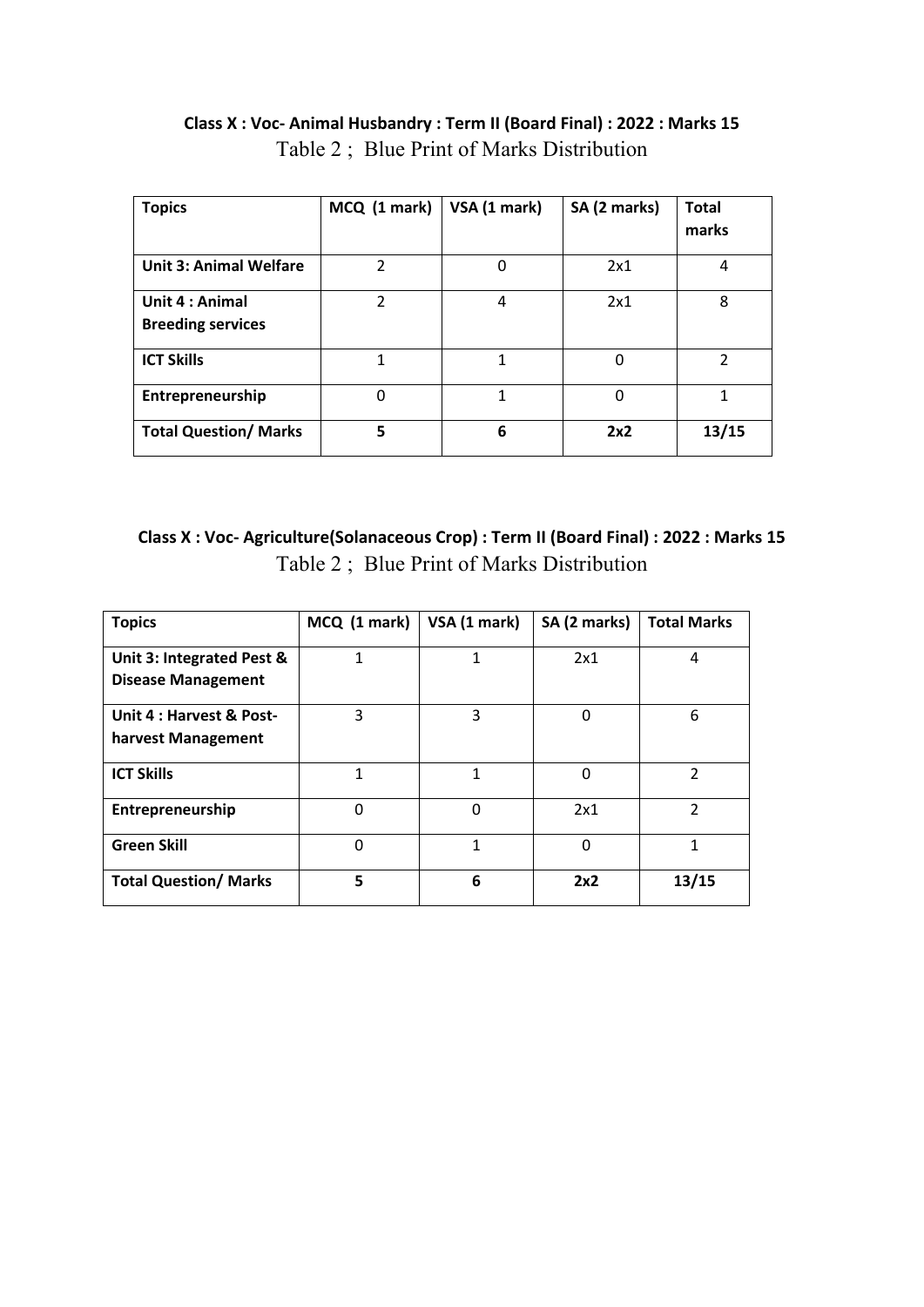**Class X : Voc- Animal Husbandry : Term II (Board Final) : 2022 : Marks 15**

Table 2 ; Blue Print of Marks Distribution

| Topics | MCQ (1 mark) | VSA (1 mark) | SA (2 marks) | Total marks |
|---|---|---|---|---|
| **Unit 3: Animal Welfare** | 2 | 0 | 2x1 | 4 |
| **Unit 4 : Animal Breeding services** | 2 | 4 | 2x1 | 8 |
| **ICT Skills** | 1 | 1 | 0 | 2 |
| **Entrepreneurship** | 0 | 1 | 0 | 1 |
| **Total Question/ Marks** | **5** | **6** | **2x2** | **13/15** |

**Class X : Voc- Agriculture(Solanaceous Crop) : Term II (Board Final) : 2022 : Marks 15**

Table 2 ; Blue Print of Marks Distribution

| Topics | MCQ (1 mark) | VSA (1 mark) | SA (2 marks) | Total Marks |
|---|---|---|---|---|
| **Unit 3: Integrated Pest & Disease Management** | 1 | 1 | 2x1 | 4 |
| **Unit 4 : Harvest & Post-harvest Management** | 3 | 3 | 0 | 6 |
| **ICT Skills** | 1 | 1 | 0 | 2 |
| **Entrepreneurship** | 0 | 0 | 2x1 | 2 |
| **Green Skill** | 0 | 1 | 0 | 1 |
| **Total Question/ Marks** | **5** | **6** | **2x2** | **13/15** |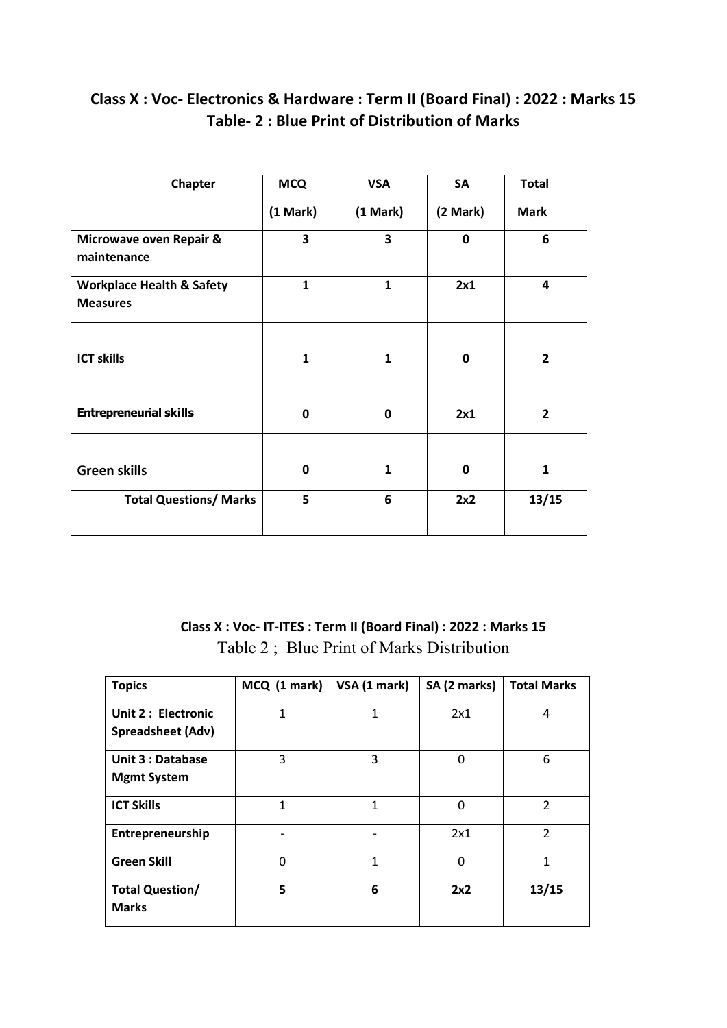## Class X : Voc- Electronics & Hardware : Term II (Board Final) : 2022 : Marks 15

## Table- 2 : Blue Print of Distribution of Marks

| Chapter | MCQ (1 Mark) | VSA (1 Mark) | SA (2 Mark) | Total Mark |
|---|---|---|---|---|
| **Microwave oven Repair & maintenance** | **3** | **3** | **0** | **6** |
| **Workplace Health & Safety Measures** | **1** | **1** | **2x1** | **4** |
| **ICT skills** | **1** | **1** | **0** | **2** |
| **Entrepreneurial skills** | **0** | **0** | **2x1** | **2** |
| **Green skills** | **0** | **1** | **0** | **1** |
| **Total Questions/ Marks** | **5** | **6** | **2x2** | **13/15** |

## Class X : Voc- IT-ITES : Term II (Board Final) : 2022 : Marks 15

Table 2 ; Blue Print of Marks Distribution

| Topics | MCQ (1 mark) | VSA (1 mark) | SA (2 marks) | Total Marks |
|---|---|---|---|---|
| **Unit 2 : Electronic Spreadsheet (Adv)** | 1 | 1 | 2x1 | 4 |
| **Unit 3 : Database Mgmt System** | 3 | 3 | 0 | 6 |
| **ICT Skills** | 1 | 1 | 0 | 2 |
| **Entrepreneurship** | - | - | 2x1 | 2 |
| **Green Skill** | 0 | 1 | 0 | 1 |
| **Total Question/ Marks** | **5** | **6** | **2x2** | **13/15** |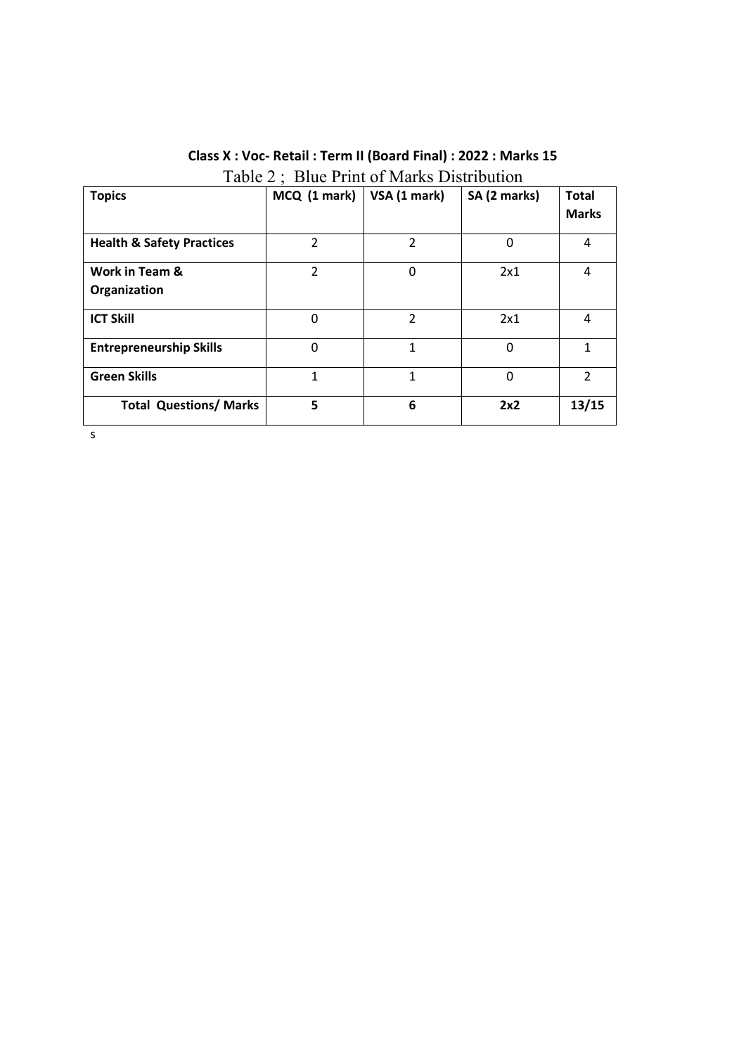**Class X : Voc- Retail : Term II (Board Final) : 2022 : Marks 15**

Table 2 ; Blue Print of Marks Distribution

| Topics | MCQ (1 mark) | VSA (1 mark) | SA (2 marks) | Total Marks |
|---|---|---|---|---|
| **Health & Safety Practices** | 2 | 2 | 0 | 4 |
| **Work in Team & Organization** | 2 | 0 | 2x1 | 4 |
| **ICT Skill** | 0 | 2 | 2x1 | 4 |
| **Entrepreneurship Skills** | 0 | 1 | 0 | 1 |
| **Green Skills** | 1 | 1 | 0 | 2 |
| **Total Questions/ Marks** | **5** | **6** | **2x2** | **13/15** |

s